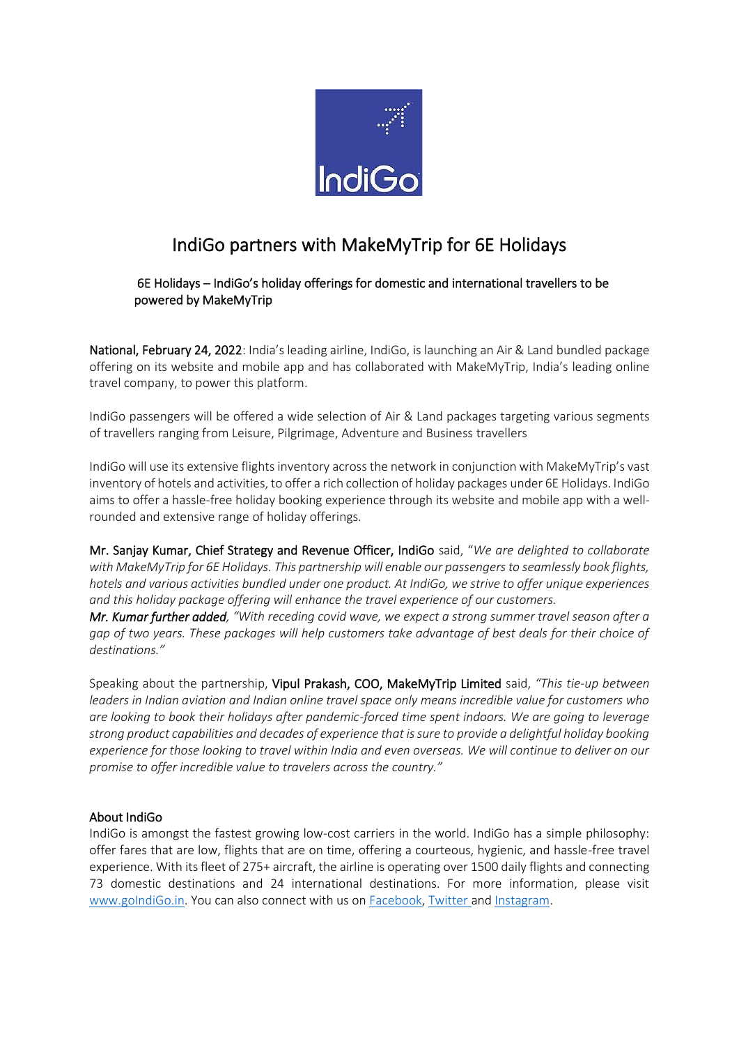# IndiGo partners with MakeMyTrip for 6E Holidays

## 6E Holidays – IndiGo's holiday offerings for domestic and international travellers to be powered by MakeMyTrip

**National, February 24, 2022**: India's leading airline, IndiGo, is launching an Air & Land bundled package offering on its website and mobile app and has collaborated with MakeMyTrip, India's leading online travel company, to power this platform.

IndiGo passengers will be offered a wide selection of Air & Land packages targeting various segments of travellers ranging from Leisure, Pilgrimage, Adventure and Business travellers

IndiGo will use its extensive flights inventory across the network in conjunction with MakeMyTrip's vast inventory of hotels and activities, to offer a rich collection of holiday packages under 6E Holidays. IndiGo aims to offer a hassle-free holiday booking experience through its website and mobile app with a well-rounded and extensive range of holiday offerings.

**Mr. Sanjay Kumar, Chief Strategy and Revenue Officer, IndiGo** said, "*We are delighted to collaborate with MakeMyTrip for 6E Holidays. This partnership will enable our passengers to seamlessly book flights, hotels and various activities bundled under one product. At IndiGo, we strive to offer unique experiences and this holiday package offering will enhance the travel experience of our customers.*

***Mr. Kumar further added**, "With receding covid wave, we expect a strong summer travel season after a gap of two years. These packages will help customers take advantage of best deals for their choice of destinations."*

Speaking about the partnership, **Vipul Prakash, COO, MakeMyTrip Limited** said, *"This tie-up between leaders in Indian aviation and Indian online travel space only means incredible value for customers who are looking to book their holidays after pandemic-forced time spent indoors. We are going to leverage strong product capabilities and decades of experience that is sure to provide a delightful holiday booking experience for those looking to travel within India and even overseas. We will continue to deliver on our promise to offer incredible value to travelers across the country."*

### About IndiGo

IndiGo is amongst the fastest growing low-cost carriers in the world. IndiGo has a simple philosophy: offer fares that are low, flights that are on time, offering a courteous, hygienic, and hassle-free travel experience. With its fleet of 275+ aircraft, the airline is operating over 1500 daily flights and connecting 73 domestic destinations and 24 international destinations. For more information, please visit www.goIndiGo.in. You can also connect with us on Facebook, Twitter and Instagram.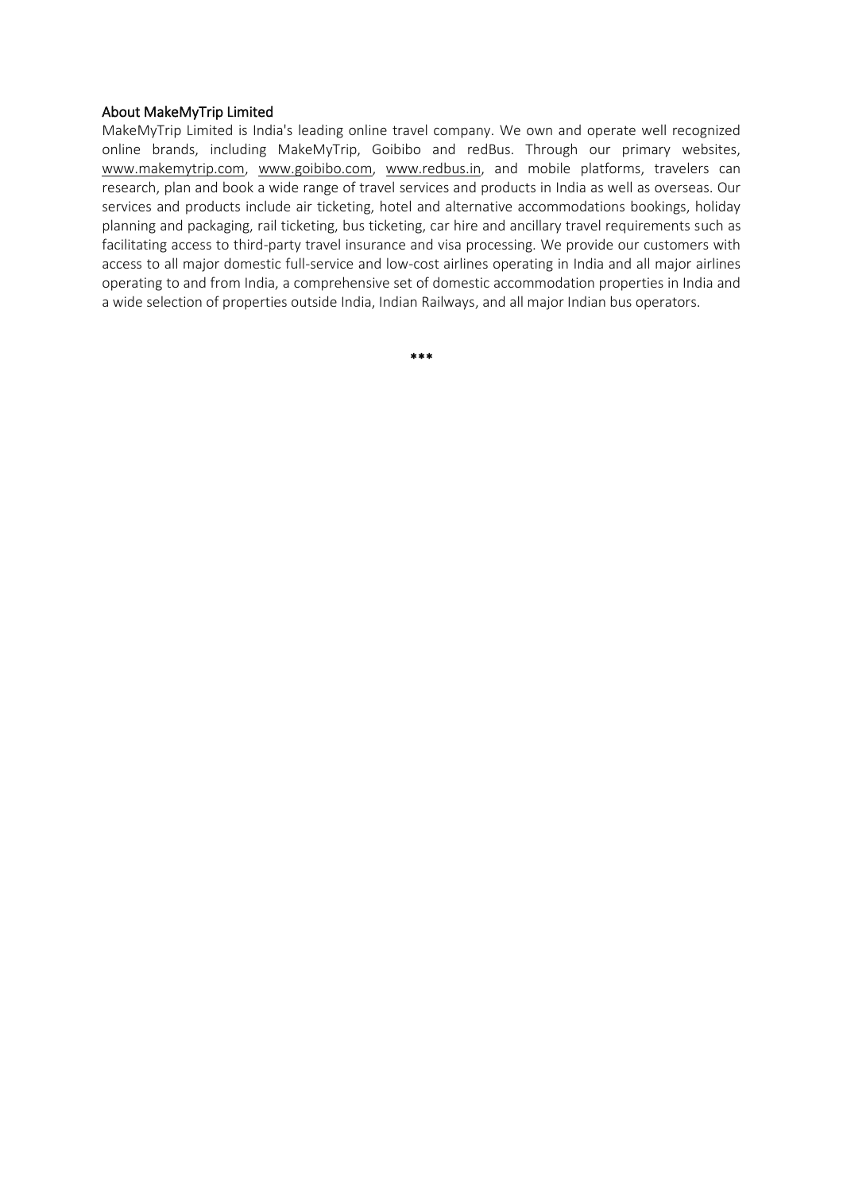## About MakeMyTrip Limited

MakeMyTrip Limited is India's leading online travel company. We own and operate well recognized online brands, including MakeMyTrip, Goibibo and redBus. Through our primary websites, www.makemytrip.com, www.goibibo.com, www.redbus.in, and mobile platforms, travelers can research, plan and book a wide range of travel services and products in India as well as overseas. Our services and products include air ticketing, hotel and alternative accommodations bookings, holiday planning and packaging, rail ticketing, bus ticketing, car hire and ancillary travel requirements such as facilitating access to third-party travel insurance and visa processing. We provide our customers with access to all major domestic full-service and low-cost airlines operating in India and all major airlines operating to and from India, a comprehensive set of domestic accommodation properties in India and a wide selection of properties outside India, Indian Railways, and all major Indian bus operators.

***